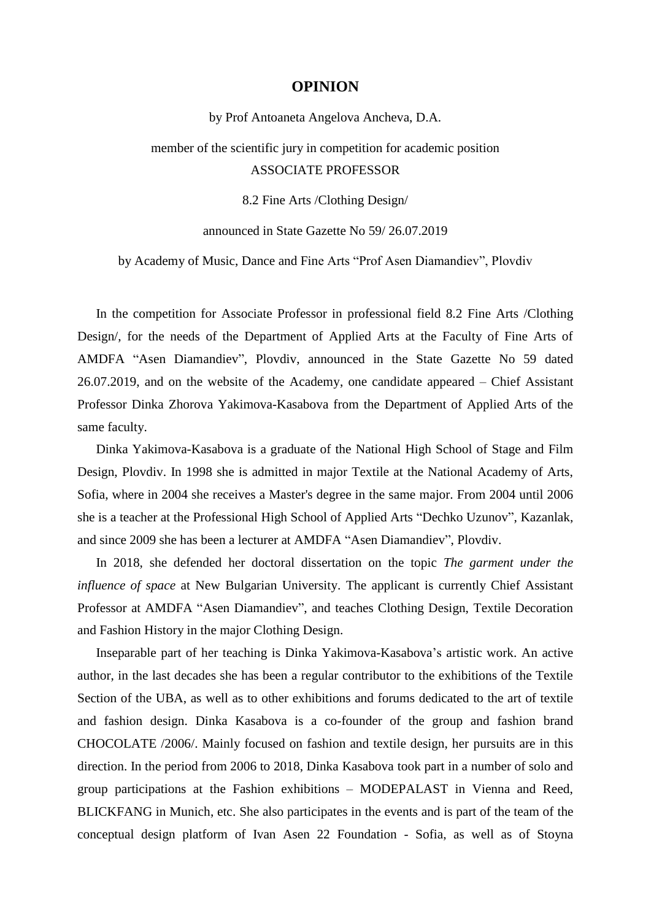# OPINION

by Prof Antoaneta Angelova Ancheva, D.A.

member of the scientific jury in competition for academic position
ASSOCIATE PROFESSOR

8.2 Fine Arts /Clothing Design/

announced in State Gazette No 59/ 26.07.2019

by Academy of Music, Dance and Fine Arts "Prof Asen Diamandiev", Plovdiv

In the competition for Associate Professor in professional field 8.2 Fine Arts /Clothing Design/, for the needs of the Department of Applied Arts at the Faculty of Fine Arts of AMDFA "Asen Diamandiev", Plovdiv, announced in the State Gazette No 59 dated 26.07.2019, and on the website of the Academy, one candidate appeared – Chief Assistant Professor Dinka Zhorova Yakimova-Kasabova from the Department of Applied Arts of the same faculty.

Dinka Yakimova-Kasabova is a graduate of the National High School of Stage and Film Design, Plovdiv. In 1998 she is admitted in major Textile at the National Academy of Arts, Sofia, where in 2004 she receives a Master's degree in the same major. From 2004 until 2006 she is a teacher at the Professional High School of Applied Arts "Dechko Uzunov", Kazanlak, and since 2009 she has been a lecturer at AMDFA "Asen Diamandiev", Plovdiv.

In 2018, she defended her doctoral dissertation on the topic *The garment under the influence of space* at New Bulgarian University. The applicant is currently Chief Assistant Professor at AMDFA "Asen Diamandiev", and teaches Clothing Design, Textile Decoration and Fashion History in the major Clothing Design.

Inseparable part of her teaching is Dinka Yakimova-Kasabova's artistic work. An active author, in the last decades she has been a regular contributor to the exhibitions of the Textile Section of the UBA, as well as to other exhibitions and forums dedicated to the art of textile and fashion design. Dinka Kasabova is a co-founder of the group and fashion brand CHOCOLATE /2006/. Mainly focused on fashion and textile design, her pursuits are in this direction. In the period from 2006 to 2018, Dinka Kasabova took part in a number of solo and group participations at the Fashion exhibitions – MODEPALAST in Vienna and Reed, BLICKFANG in Munich, etc. She also participates in the events and is part of the team of the conceptual design platform of Ivan Asen 22 Foundation - Sofia, as well as of Stoyna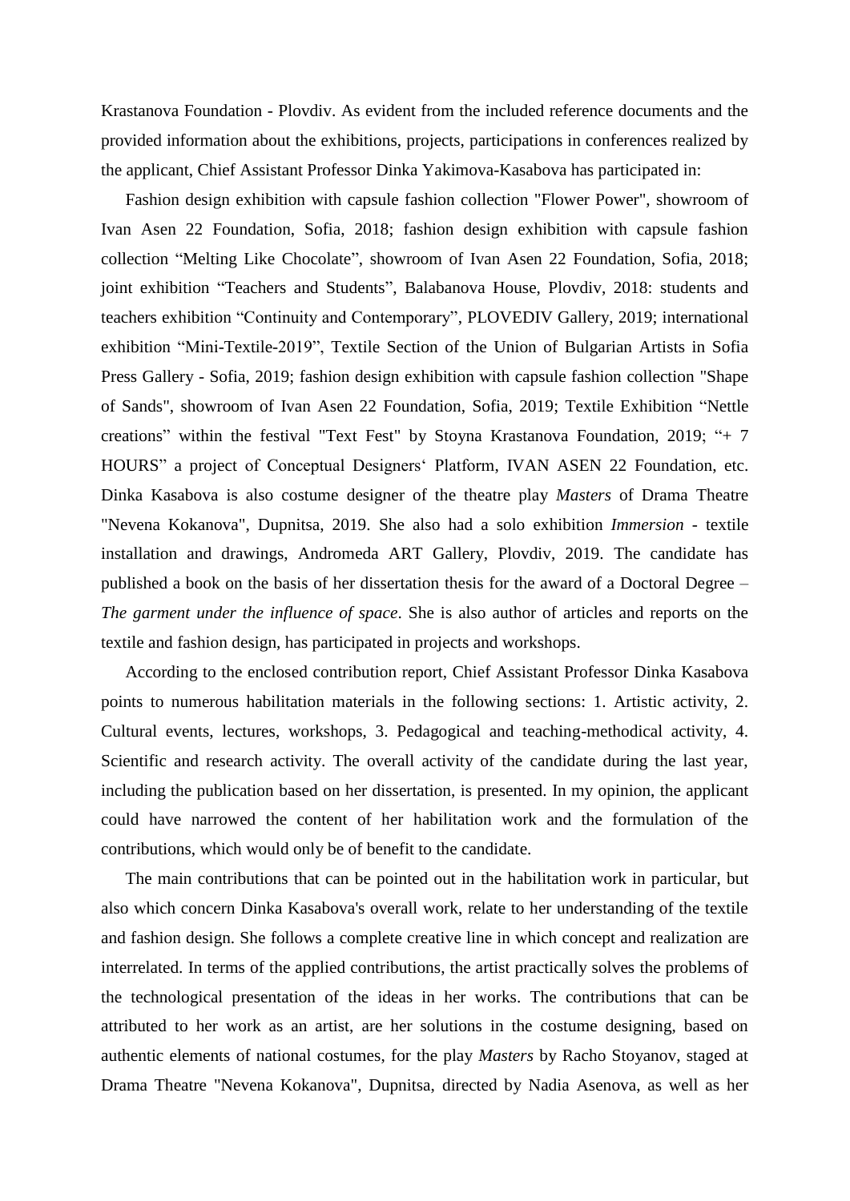Krastanova Foundation - Plovdiv. As evident from the included reference documents and the provided information about the exhibitions, projects, participations in conferences realized by the applicant, Chief Assistant Professor Dinka Yakimova-Kasabova has participated in:

Fashion design exhibition with capsule fashion collection "Flower Power", showroom of Ivan Asen 22 Foundation, Sofia, 2018; fashion design exhibition with capsule fashion collection “Melting Like Chocolate”, showroom of Ivan Asen 22 Foundation, Sofia, 2018; joint exhibition “Teachers and Students”, Balabanova House, Plovdiv, 2018: students and teachers exhibition “Continuity and Contemporary”, PLOVEDIV Gallery, 2019; international exhibition “Mini-Textile-2019”, Textile Section of the Union of Bulgarian Artists in Sofia Press Gallery - Sofia, 2019; fashion design exhibition with capsule fashion collection "Shape of Sands", showroom of Ivan Asen 22 Foundation, Sofia, 2019; Textile Exhibition “Nettle creations” within the festival "Text Fest" by Stoyna Krastanova Foundation, 2019; “+ 7 HOURS” a project of Conceptual Designers‘ Platform, IVAN ASEN 22 Foundation, etc. Dinka Kasabova is also costume designer of the theatre play *Masters* of Drama Theatre "Nevena Kokanova", Dupnitsa, 2019. She also had a solo exhibition *Immersion* - textile installation and drawings, Andromeda ART Gallery, Plovdiv, 2019. The candidate has published a book on the basis of her dissertation thesis for the award of a Doctoral Degree – *The garment under the influence of space*. She is also author of articles and reports on the textile and fashion design, has participated in projects and workshops.

According to the enclosed contribution report, Chief Assistant Professor Dinka Kasabova points to numerous habilitation materials in the following sections: 1. Artistic activity, 2. Cultural events, lectures, workshops, 3. Pedagogical and teaching-methodical activity, 4. Scientific and research activity. The overall activity of the candidate during the last year, including the publication based on her dissertation, is presented. In my opinion, the applicant could have narrowed the content of her habilitation work and the formulation of the contributions, which would only be of benefit to the candidate.

The main contributions that can be pointed out in the habilitation work in particular, but also which concern Dinka Kasabova's overall work, relate to her understanding of the textile and fashion design. She follows a complete creative line in which concept and realization are interrelated. In terms of the applied contributions, the artist practically solves the problems of the technological presentation of the ideas in her works. The contributions that can be attributed to her work as an artist, are her solutions in the costume designing, based on authentic elements of national costumes, for the play *Masters* by Racho Stoyanov, staged at Drama Theatre "Nevena Kokanova", Dupnitsa, directed by Nadia Asenova, as well as her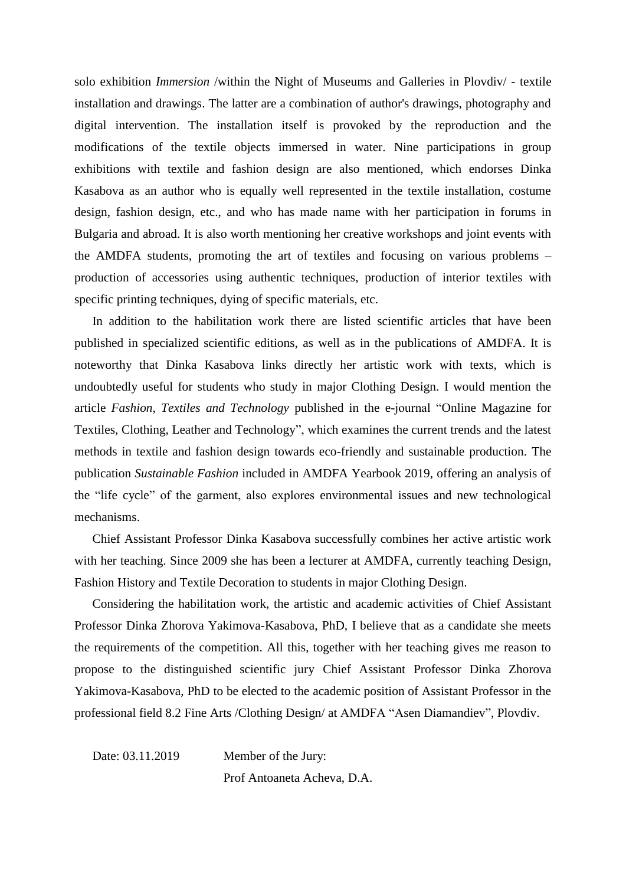solo exhibition *Immersion* /within the Night of Museums and Galleries in Plovdiv/ - textile installation and drawings. The latter are a combination of author's drawings, photography and digital intervention. The installation itself is provoked by the reproduction and the modifications of the textile objects immersed in water. Nine participations in group exhibitions with textile and fashion design are also mentioned, which endorses Dinka Kasabova as an author who is equally well represented in the textile installation, costume design, fashion design, etc., and who has made name with her participation in forums in Bulgaria and abroad. It is also worth mentioning her creative workshops and joint events with the AMDFA students, promoting the art of textiles and focusing on various problems – production of accessories using authentic techniques, production of interior textiles with specific printing techniques, dying of specific materials, etc.

In addition to the habilitation work there are listed scientific articles that have been published in specialized scientific editions, as well as in the publications of AMDFA. It is noteworthy that Dinka Kasabova links directly her artistic work with texts, which is undoubtedly useful for students who study in major Clothing Design. I would mention the article *Fashion, Textiles and Technology* published in the e-journal "Online Magazine for Textiles, Clothing, Leather and Technology", which examines the current trends and the latest methods in textile and fashion design towards eco-friendly and sustainable production. The publication *Sustainable Fashion* included in AMDFA Yearbook 2019, offering an analysis of the "life cycle" of the garment, also explores environmental issues and new technological mechanisms.

Chief Assistant Professor Dinka Kasabova successfully combines her active artistic work with her teaching. Since 2009 she has been a lecturer at AMDFA, currently teaching Design, Fashion History and Textile Decoration to students in major Clothing Design.

Considering the habilitation work, the artistic and academic activities of Chief Assistant Professor Dinka Zhorova Yakimova-Kasabova, PhD, I believe that as a candidate she meets the requirements of the competition. All this, together with her teaching gives me reason to propose to the distinguished scientific jury Chief Assistant Professor Dinka Zhorova Yakimova-Kasabova, PhD to be elected to the academic position of Assistant Professor in the professional field 8.2 Fine Arts /Clothing Design/ at AMDFA "Asen Diamandiev", Plovdiv.

Date: 03.11.2019 Member of the Jury:

Prof Antoaneta Acheva, D.A.